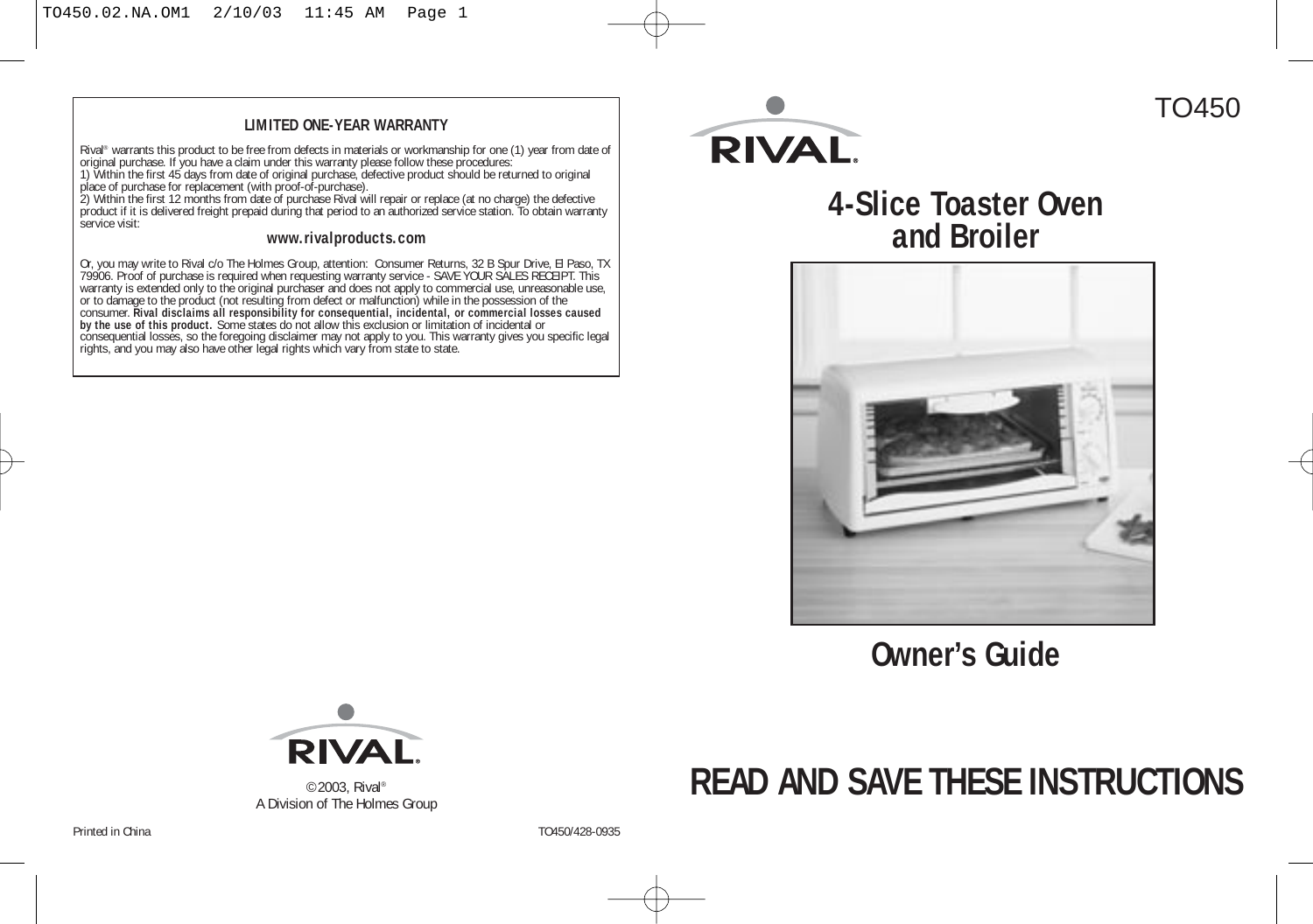## LIMITED ONE-YEAR WARRANTY

Rival® warrants this product to be free from defects in materials or workmanship for one (1) year from date of original purchase. If you have a claim under this warranty please follow these procedures:

1) Within the first 45 days from date of original purchase, defective product should be returned to original place of purchase for replacement (with proof-of-purchase).

2) Within the first 12 months from date of purchase Rival will repair or replace (at no charge) the defective product if it is delivered freight prepaid during that period to an authorized service station. To obtain warranty service visit:

**www.rivalproducts.com**

Or, you may write to Rival c/o The Holmes Group, attention: Consumer Returns, 32 B Spur Drive, El Paso, TX 79906. Proof of purchase is required when requesting warranty service - SAVE YOUR SALES RECEIPT. This warranty is extended only to the original purchaser and does not apply to commercial use, unreasonable use, or to damage to the product (not resulting from defect or malfunction) while in the possession of the consumer. **Rival disclaims all responsibility for consequential, incidental, or commercial losses caused by the use of this product.** Some states do not allow this exclusion or limitation of incidental or consequential losses, so the foregoing disclaimer may not apply to you. This warranty gives you specific legal rights, and you may also have other legal rights which vary from state to state.

RIVAL®

©2003, Rival®
A Division of The Holmes Group

Printed in China

TO450/428-0935

RIVAL®

TO450

# 4-Slice Toaster Oven and Broiler

## Owner's Guide

## READ AND SAVE THESE INSTRUCTIONS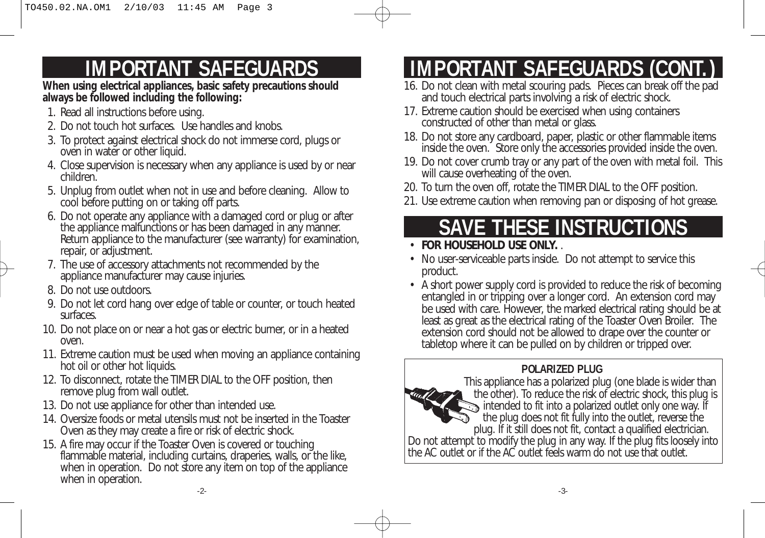# IMPORTANT SAFEGUARDS

**When using electrical appliances, basic safety precautions should always be followed including the following:**

1. Read all instructions before using.
2. Do not touch hot surfaces. Use handles and knobs.
3. To protect against electrical shock do not immerse cord, plugs or oven in water or other liquid.
4. Close supervision is necessary when any appliance is used by or near children.
5. Unplug from outlet when not in use and before cleaning. Allow to cool before putting on or taking off parts.
6. Do not operate any appliance with a damaged cord or plug or after the appliance malfunctions or has been damaged in any manner. Return appliance to the manufacturer (see warranty) for examination, repair, or adjustment.
7. The use of accessory attachments not recommended by the appliance manufacturer may cause injuries.
8. Do not use outdoors.
9. Do not let cord hang over edge of table or counter, or touch heated surfaces.
10. Do not place on or near a hot gas or electric burner, or in a heated oven.
11. Extreme caution must be used when moving an appliance containing hot oil or other hot liquids.
12. To disconnect, rotate the TIMER DIAL to the OFF position, then remove plug from wall outlet.
13. Do not use appliance for other than intended use.
14. Oversize foods or metal utensils must not be inserted in the Toaster Oven as they may create a fire or risk of electric shock.
15. A fire may occur if the Toaster Oven is covered or touching flammable material, including curtains, draperies, walls, or the like, when in operation. Do not store any item on top of the appliance when in operation.

# IMPORTANT SAFEGUARDS (CONT.)

16. Do not clean with metal scouring pads. Pieces can break off the pad and touch electrical parts involving a risk of electric shock.
17. Extreme caution should be exercised when using containers constructed of other than metal or glass.
18. Do not store any cardboard, paper, plastic or other flammable items inside the oven. Store only the accessories provided inside the oven.
19. Do not cover crumb tray or any part of the oven with metal foil. This will cause overheating of the oven.
20. To turn the oven off, rotate the TIMER DIAL to the OFF position.
21. Use extreme caution when removing pan or disposing of hot grease.

# SAVE THESE INSTRUCTIONS

- **FOR HOUSEHOLD USE ONLY.** .
- No user-serviceable parts inside. Do not attempt to service this product.
- A short power supply cord is provided to reduce the risk of becoming entangled in or tripping over a longer cord. An extension cord may be used with care. However, the marked electrical rating should be at least as great as the electrical rating of the Toaster Oven Broiler. The extension cord should not be allowed to drape over the counter or tabletop where it can be pulled on by children or tripped over.

**POLARIZED PLUG**

This appliance has a polarized plug (one blade is wider than the other). To reduce the risk of electric shock, this plug is intended to fit into a polarized outlet only one way. If the plug does not fit fully into the outlet, reverse the plug. If it still does not fit, contact a qualified electrician. Do not attempt to modify the plug in any way. If the plug fits loosely into the AC outlet or if the AC outlet feels warm do not use that outlet.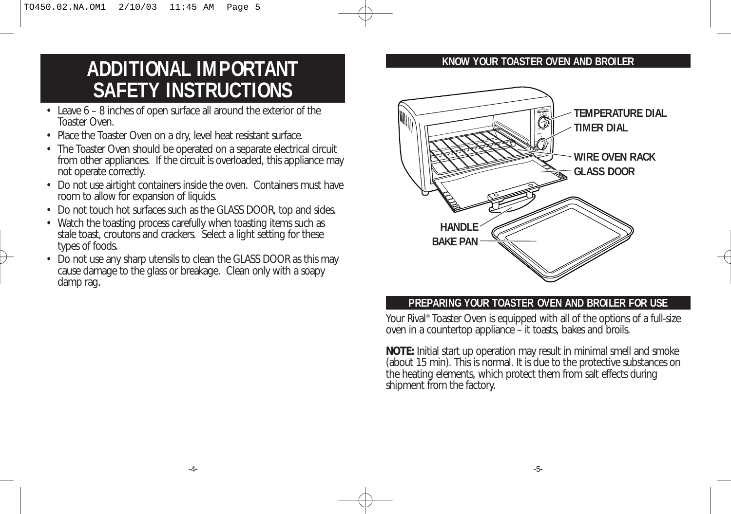# ADDITIONAL IMPORTANT SAFETY INSTRUCTIONS

- Leave 6 – 8 inches of open surface all around the exterior of the Toaster Oven.
- Place the Toaster Oven on a dry, level heat resistant surface.
- The Toaster Oven should be operated on a separate electrical circuit from other appliances. If the circuit is overloaded, this appliance may not operate correctly.
- Do not use airtight containers inside the oven. Containers must have room to allow for expansion of liquids.
- Do not touch hot surfaces such as the GLASS DOOR, top and sides.
- Watch the toasting process carefully when toasting items such as stale toast, croutons and crackers. Select a light setting for these types of foods.
- Do not use any sharp utensils to clean the GLASS DOOR as this may cause damage to the glass or breakage. Clean only with a soapy damp rag.

## KNOW YOUR TOASTER OVEN AND BROILER

TEMPERATURE DIAL

TIMER DIAL

WIRE OVEN RACK

GLASS DOOR

HANDLE

BAKE PAN

## PREPARING YOUR TOASTER OVEN AND BROILER FOR USE

Your Rival® Toaster Oven is equipped with all of the options of a full-size oven in a countertop appliance – it toasts, bakes and broils.

**NOTE:** Initial start up operation may result in minimal smell and smoke (about 15 min). This is normal. It is due to the protective substances on the heating elements, which protect them from salt effects during shipment from the factory.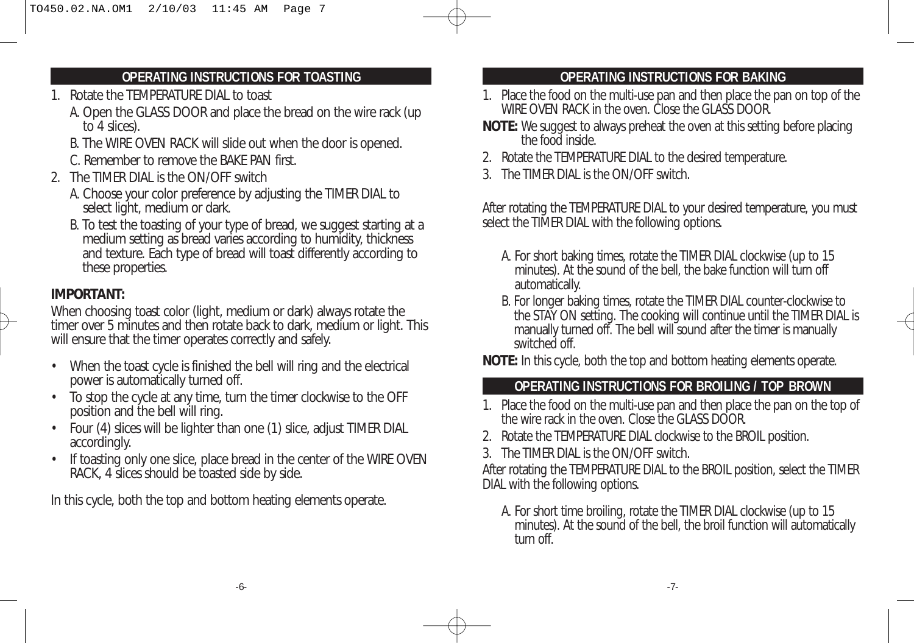## OPERATING INSTRUCTIONS FOR TOASTING

1. Rotate the TEMPERATURE DIAL to toast
   A. Open the GLASS DOOR and place the bread on the wire rack (up to 4 slices).
   B. The WIRE OVEN RACK will slide out when the door is opened.
   C. Remember to remove the BAKE PAN first.
2. The TIMER DIAL is the ON/OFF switch
   A. Choose your color preference by adjusting the TIMER DIAL to select light, medium or dark.
   B. To test the toasting of your type of bread, we suggest starting at a medium setting as bread varies according to humidity, thickness and texture. Each type of bread will toast differently according to these properties.

**IMPORTANT:**

When choosing toast color (light, medium or dark) always rotate the timer over 5 minutes and then rotate back to dark, medium or light. This will ensure that the timer operates correctly and safely.

- When the toast cycle is finished the bell will ring and the electrical power is automatically turned off.
- To stop the cycle at any time, turn the timer clockwise to the OFF position and the bell will ring.
- Four (4) slices will be lighter than one (1) slice, adjust TIMER DIAL accordingly.
- If toasting only one slice, place bread in the center of the WIRE OVEN RACK, 4 slices should be toasted side by side.

In this cycle, both the top and bottom heating elements operate.

## OPERATING INSTRUCTIONS FOR BAKING

1. Place the food on the multi-use pan and then place the pan on top of the WIRE OVEN RACK in the oven. Close the GLASS DOOR.

**NOTE:** We suggest to always preheat the oven at this setting before placing the food inside.

2. Rotate the TEMPERATURE DIAL to the desired temperature.
3. The TIMER DIAL is the ON/OFF switch.

After rotating the TEMPERATURE DIAL to your desired temperature, you must select the TIMER DIAL with the following options.

A. For short baking times, rotate the TIMER DIAL clockwise (up to 15 minutes). At the sound of the bell, the bake function will turn off automatically.
B. For longer baking times, rotate the TIMER DIAL counter-clockwise to the STAY ON setting. The cooking will continue until the TIMER DIAL is manually turned off. The bell will sound after the timer is manually switched off.

**NOTE:** In this cycle, both the top and bottom heating elements operate.

## OPERATING INSTRUCTIONS FOR BROILING / TOP BROWN

1. Place the food on the multi-use pan and then place the pan on the top of the wire rack in the oven. Close the GLASS DOOR.
2. Rotate the TEMPERATURE DIAL clockwise to the BROIL position.
3. The TIMER DIAL is the ON/OFF switch.

After rotating the TEMPERATURE DIAL to the BROIL position, select the TIMER DIAL with the following options.

A. For short time broiling, rotate the TIMER DIAL clockwise (up to 15 minutes). At the sound of the bell, the broil function will automatically turn off.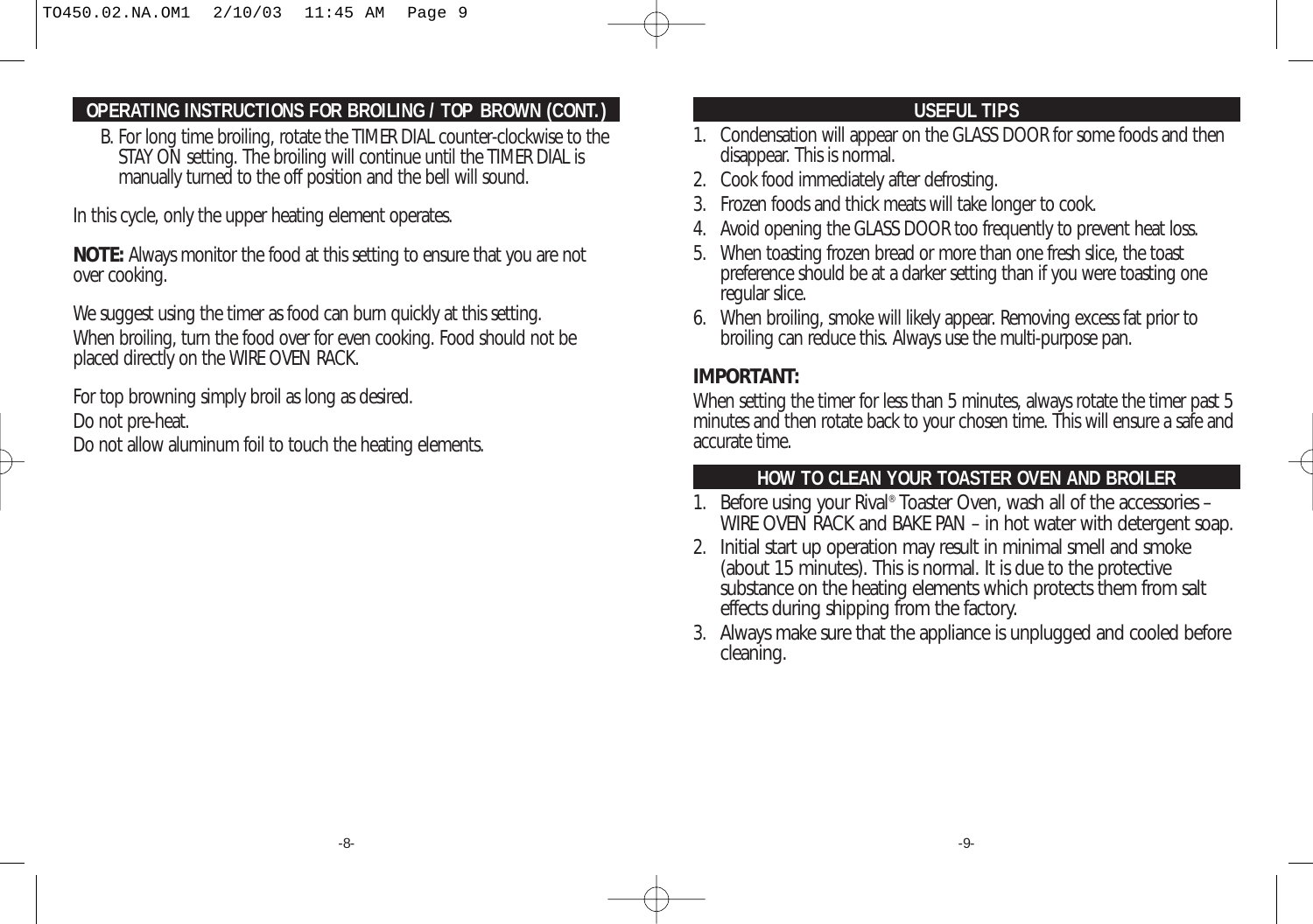## OPERATING INSTRUCTIONS FOR BROILING / TOP BROWN (CONT.)

B. For long time broiling, rotate the TIMER DIAL counter-clockwise to the STAY ON setting. The broiling will continue until the TIMER DIAL is manually turned to the off position and the bell will sound.

In this cycle, only the upper heating element operates.

**NOTE:** Always monitor the food at this setting to ensure that you are not over cooking.

We suggest using the timer as food can burn quickly at this setting.

When broiling, turn the food over for even cooking. Food should not be placed directly on the WIRE OVEN RACK.

For top browning simply broil as long as desired.

Do not pre-heat.

Do not allow aluminum foil to touch the heating elements.

## USEFUL TIPS

1. Condensation will appear on the GLASS DOOR for some foods and then disappear. This is normal.
2. Cook food immediately after defrosting.
3. Frozen foods and thick meats will take longer to cook.
4. Avoid opening the GLASS DOOR too frequently to prevent heat loss.
5. When toasting frozen bread or more than one fresh slice, the toast preference should be at a darker setting than if you were toasting one regular slice.
6. When broiling, smoke will likely appear. Removing excess fat prior to broiling can reduce this. Always use the multi-purpose pan.

**IMPORTANT:**

When setting the timer for less than 5 minutes, always rotate the timer past 5 minutes and then rotate back to your chosen time. This will ensure a safe and accurate time.

## HOW TO CLEAN YOUR TOASTER OVEN AND BROILER

1. Before using your Rival® Toaster Oven, wash all of the accessories – WIRE OVEN RACK and BAKE PAN – in hot water with detergent soap.
2. Initial start up operation may result in minimal smell and smoke (about 15 minutes). This is normal. It is due to the protective substance on the heating elements which protects them from salt effects during shipping from the factory.
3. Always make sure that the appliance is unplugged and cooled before cleaning.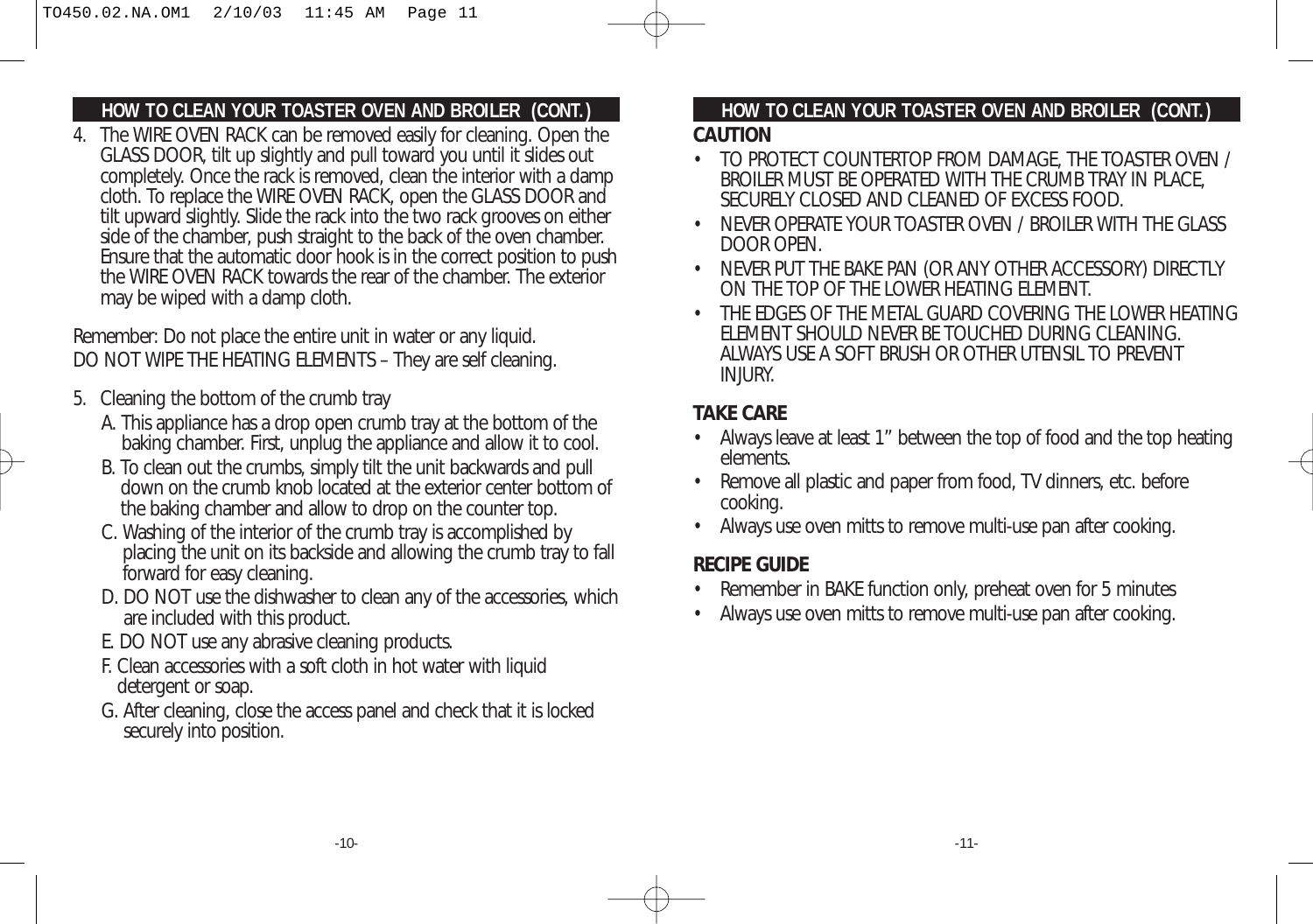## HOW TO CLEAN YOUR TOASTER OVEN AND BROILER (CONT.)

4. The WIRE OVEN RACK can be removed easily for cleaning. Open the GLASS DOOR, tilt up slightly and pull toward you until it slides out completely. Once the rack is removed, clean the interior with a damp cloth. To replace the WIRE OVEN RACK, open the GLASS DOOR and tilt upward slightly. Slide the rack into the two rack grooves on either side of the chamber, push straight to the back of the oven chamber. Ensure that the automatic door hook is in the correct position to push the WIRE OVEN RACK towards the rear of the chamber. The exterior may be wiped with a damp cloth.

Remember: Do not place the entire unit in water or any liquid.
DO NOT WIPE THE HEATING ELEMENTS – They are self cleaning.

5. Cleaning the bottom of the crumb tray
   A. This appliance has a drop open crumb tray at the bottom of the baking chamber. First, unplug the appliance and allow it to cool.
   B. To clean out the crumbs, simply tilt the unit backwards and pull down on the crumb knob located at the exterior center bottom of the baking chamber and allow to drop on the counter top.
   C. Washing of the interior of the crumb tray is accomplished by placing the unit on its backside and allowing the crumb tray to fall forward for easy cleaning.
   D. DO NOT use the dishwasher to clean any of the accessories, which are included with this product.
   E. DO NOT use any abrasive cleaning products.
   F. Clean accessories with a soft cloth in hot water with liquid detergent or soap.
   G. After cleaning, close the access panel and check that it is locked securely into position.

## HOW TO CLEAN YOUR TOASTER OVEN AND BROILER (CONT.)

**CAUTION**

- TO PROTECT COUNTERTOP FROM DAMAGE, THE TOASTER OVEN / BROILER MUST BE OPERATED WITH THE CRUMB TRAY IN PLACE, SECURELY CLOSED AND CLEANED OF EXCESS FOOD.
- NEVER OPERATE YOUR TOASTER OVEN / BROILER WITH THE GLASS DOOR OPEN.
- NEVER PUT THE BAKE PAN (OR ANY OTHER ACCESSORY) DIRECTLY ON THE TOP OF THE LOWER HEATING ELEMENT.
- THE EDGES OF THE METAL GUARD COVERING THE LOWER HEATING ELEMENT SHOULD NEVER BE TOUCHED DURING CLEANING. ALWAYS USE A SOFT BRUSH OR OTHER UTENSIL TO PREVENT INJURY.

**TAKE CARE**

- Always leave at least 1” between the top of food and the top heating elements.
- Remove all plastic and paper from food, TV dinners, etc. before cooking.
- Always use oven mitts to remove multi-use pan after cooking.

**RECIPE GUIDE**

- Remember in BAKE function only, preheat oven for 5 minutes
- Always use oven mitts to remove multi-use pan after cooking.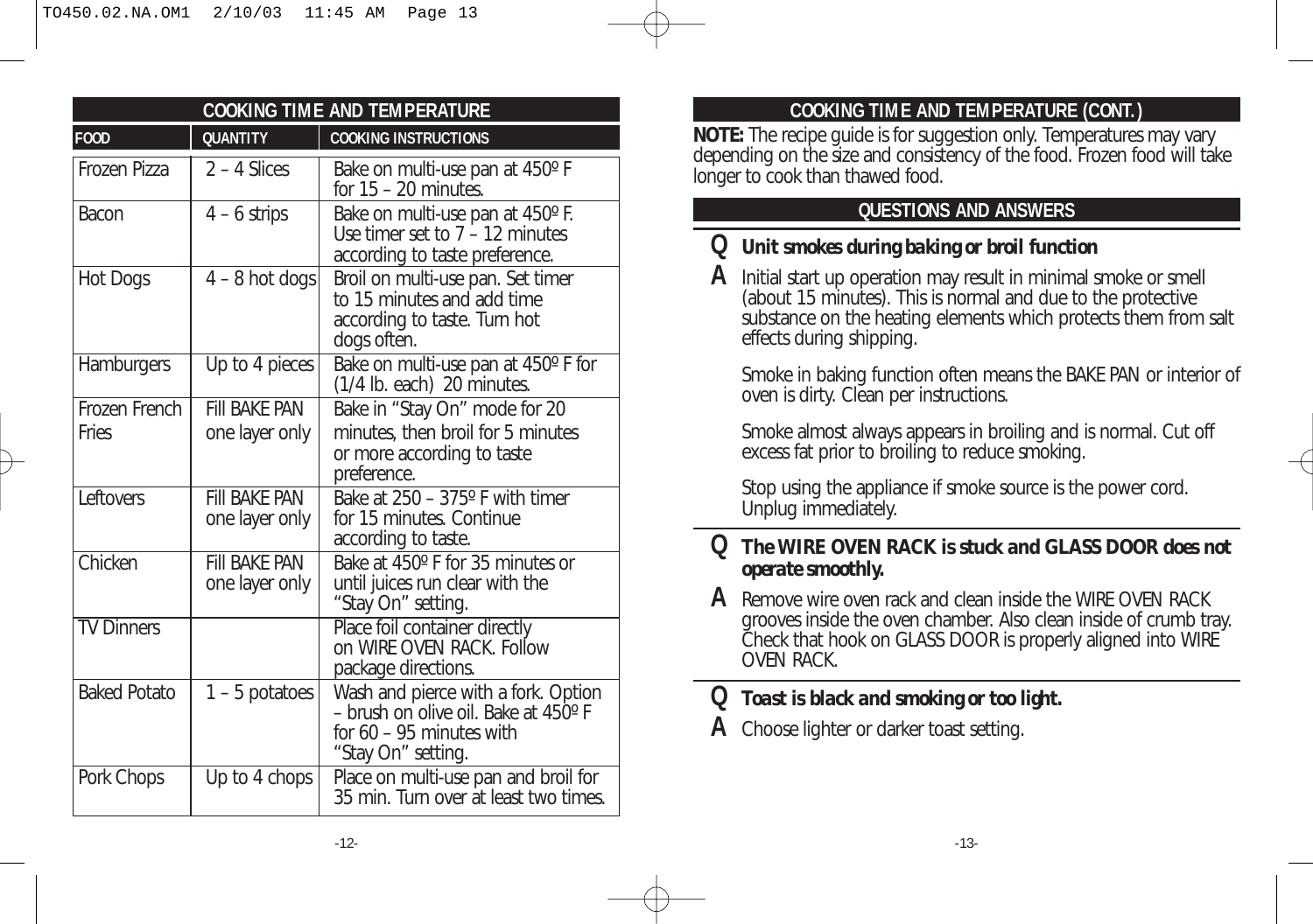## COOKING TIME AND TEMPERATURE

| FOOD | QUANTITY | COOKING INSTRUCTIONS |
|---|---|---|
| Frozen Pizza | 2 – 4 Slices | Bake on multi-use pan at 450º F for 15 – 20 minutes. |
| Bacon | 4 – 6 strips | Bake on multi-use pan at 450º F. Use timer set to 7 – 12 minutes according to taste preference. |
| Hot Dogs | 4 – 8 hot dogs | Broil on multi-use pan. Set timer to 15 minutes and add time according to taste. Turn hot dogs often. |
| Hamburgers | Up to 4 pieces (1/4 lb. each) | Bake on multi-use pan at 450º F for 20 minutes. |
| Frozen French Fries | Fill BAKE PAN one layer only | Bake in “Stay On” mode for 20 minutes, then broil for 5 minutes or more according to taste preference. |
| Leftovers | Fill BAKE PAN one layer only | Bake at 250 – 375º F with timer for 15 minutes. Continue according to taste. |
| Chicken | Fill BAKE PAN one layer only | Bake at 450º F for 35 minutes or until juices run clear with the “Stay On” setting. |
| TV Dinners | | Place foil container directly on WIRE OVEN RACK. Follow package directions. |
| Baked Potato | 1 – 5 potatoes | Wash and pierce with a fork. Option – brush on olive oil. Bake at 450º F for 60 – 95 minutes with “Stay On” setting. |
| Pork Chops | Up to 4 chops | Place on multi-use pan and broil for 35 min. Turn over at least two times. |

## COOKING TIME AND TEMPERATURE (CONT.)

**NOTE:** The recipe guide is for suggestion only. Temperatures may vary depending on the size and consistency of the food. Frozen food will take longer to cook than thawed food.

## QUESTIONS AND ANSWERS

**Q Unit smokes during baking or broil function**

**A** Initial start up operation may result in minimal smoke or smell (about 15 minutes). This is normal and due to the protective substance on the heating elements which protects them from salt effects during shipping.

Smoke in baking function often means the BAKE PAN or interior of oven is dirty. Clean per instructions.

Smoke almost always appears in broiling and is normal. Cut off excess fat prior to broiling to reduce smoking.

Stop using the appliance if smoke source is the power cord. Unplug immediately.

**Q The WIRE OVEN RACK is stuck and GLASS DOOR does not operate smoothly.**

**A** Remove wire oven rack and clean inside the WIRE OVEN RACK grooves inside the oven chamber. Also clean inside of crumb tray. Check that hook on GLASS DOOR is properly aligned into WIRE OVEN RACK.

**Q Toast is black and smoking or too light.**

**A** Choose lighter or darker toast setting.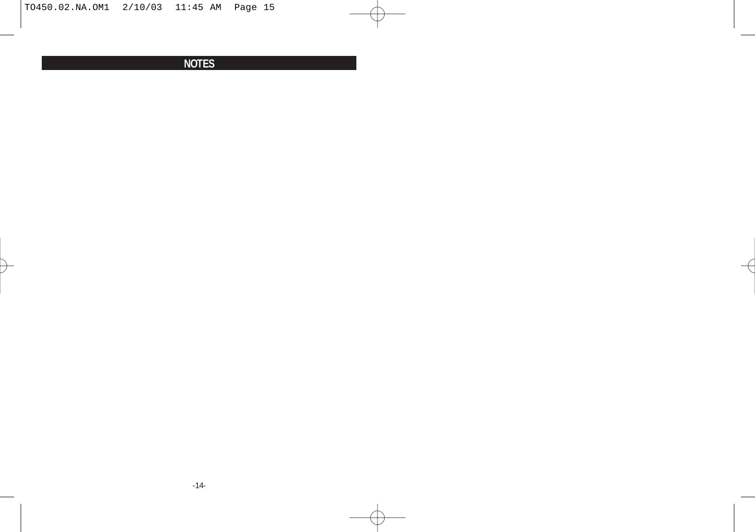# NOTES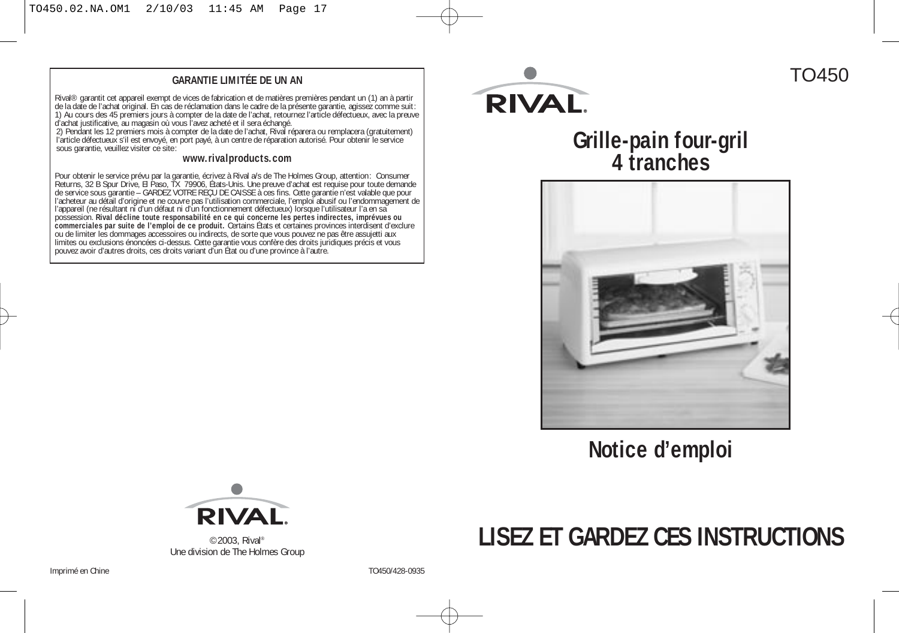## GARANTIE LIMITÉE DE UN AN

Rival® garantit cet appareil exempt de vices de fabrication et de matières premières pendant un (1) an à partir de la date de l'achat original. En cas de réclamation dans le cadre de la présente garantie, agissez comme suit: 1) Au cours des 45 premiers jours à compter de la date de l'achat, retournez l'article défectueux, avec la preuve d'achat justificative, au magasin où vous l'avez acheté et il sera échangé.
2) Pendant les 12 premiers mois à compter de la date de l'achat, Rival réparera ou remplacera (gratuitement) l'article défectueux s'il est envoyé, en port payé, à un centre de réparation autorisé. Pour obtenir le service sous garantie, veuillez visiter ce site:

**www.rivalproducts.com**

Pour obtenir le service prévu par la garantie, écrivez à Rival a/s de The Holmes Group, attention: Consumer Returns, 32 B Spur Drive, El Paso, TX 79906, États-Unis. Une preuve d'achat est requise pour toute demande de service sous garantie – GARDEZ VOTRE REÇU DE CAISSE à ces fins. Cette garantie n'est valable que pour l'acheteur au détail d'origine et ne couvre pas l'utilisation commerciale, l'emploi abusif ou l'endommagement de l'appareil (ne résultant ni d'un défaut ni d'un fonctionnement défectueux) lorsque l'utilisateur l'a en sa possession. **Rival décline toute responsabilité en ce qui concerne les pertes indirectes, imprévues ou commerciales par suite de l'emploi de ce produit.** Certains États et certaines provinces interdisent d'exclure ou de limiter les dommages accessoires ou indirects, de sorte que vous pouvez ne pas être assujetti aux limites ou exclusions énoncées ci-dessus. Cette garantie vous confère des droits juridiques précis et vous pouvez avoir d'autres droits, ces droits variant d'un État ou d'une province à l'autre.

RIVAL®

© 2003, Rival®
Une division de The Holmes Group

Imprimé en Chine

TO450/428-0935

TO450

RIVAL®

# Grille-pain four-gril 4 tranches

## Notice d'emploi

## LISEZ ET GARDEZ CES INSTRUCTIONS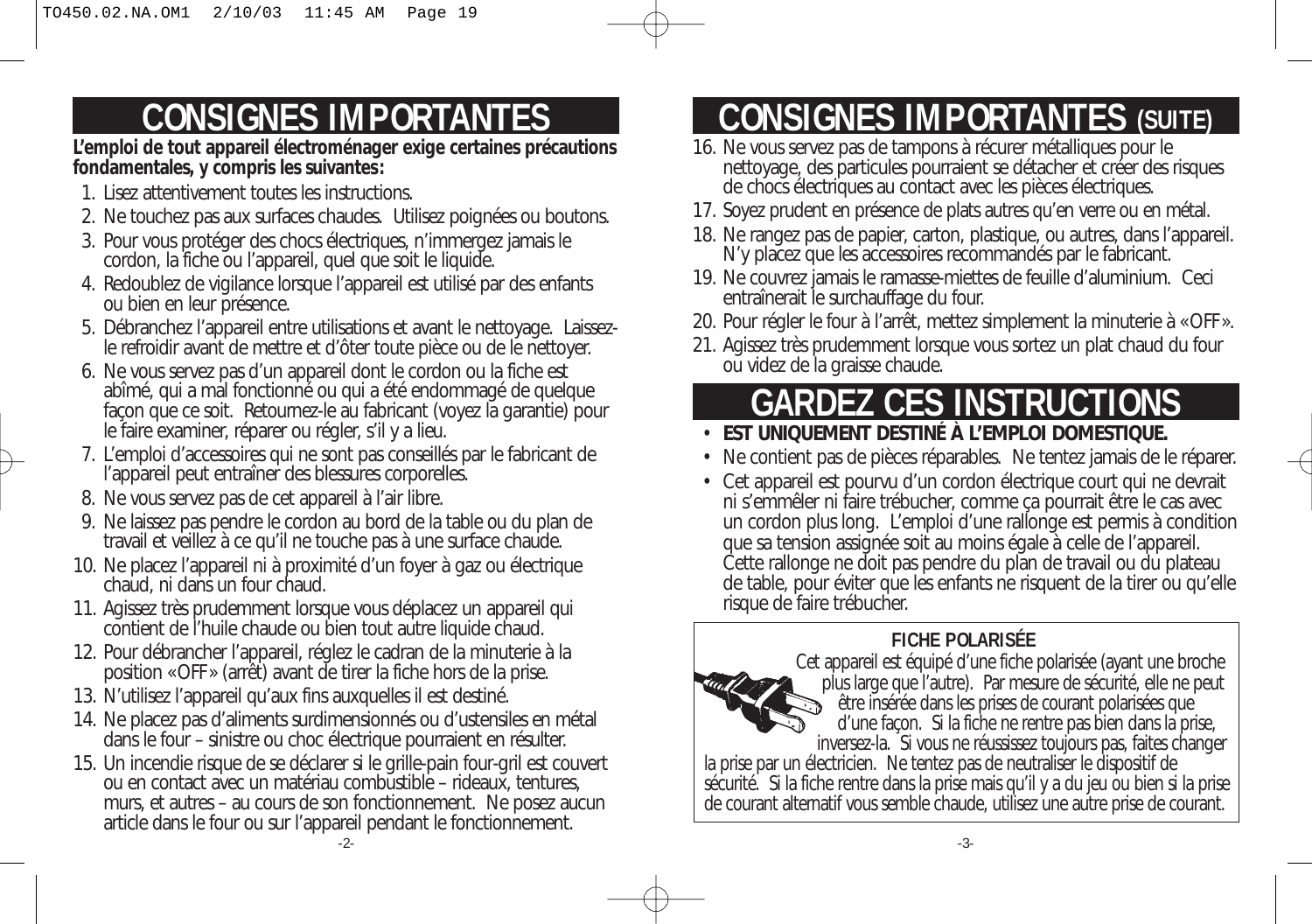# CONSIGNES IMPORTANTES

**L'emploi de tout appareil électroménager exige certaines précautions fondamentales, y compris les suivantes:**

1. Lisez attentivement toutes les instructions.
2. Ne touchez pas aux surfaces chaudes. Utilisez poignées ou boutons.
3. Pour vous protéger des chocs électriques, n'immergez jamais le cordon, la fiche ou l'appareil, quel que soit le liquide.
4. Redoublez de vigilance lorsque l'appareil est utilisé par des enfants ou bien en leur présence.
5. Débranchez l'appareil entre utilisations et avant le nettoyage. Laissez-le refroidir avant de mettre et d'ôter toute pièce ou de le nettoyer.
6. Ne vous servez pas d'un appareil dont le cordon ou la fiche est abîmé, qui a mal fonctionné ou qui a été endommagé de quelque façon que ce soit. Retournez-le au fabricant (voyez la garantie) pour le faire examiner, réparer ou régler, s'il y a lieu.
7. L'emploi d'accessoires qui ne sont pas conseillés par le fabricant de l'appareil peut entraîner des blessures corporelles.
8. Ne vous servez pas de cet appareil à l'air libre.
9. Ne laissez pas pendre le cordon au bord de la table ou du plan de travail et veillez à ce qu'il ne touche pas à une surface chaude.
10. Ne placez l'appareil ni à proximité d'un foyer à gaz ou électrique chaud, ni dans un four chaud.
11. Agissez très prudemment lorsque vous déplacez un appareil qui contient de l'huile chaude ou bien tout autre liquide chaud.
12. Pour débrancher l'appareil, réglez le cadran de la minuterie à la position «OFF» (arrêt) avant de tirer la fiche hors de la prise.
13. N'utilisez l'appareil qu'aux fins auxquelles il est destiné.
14. Ne placez pas d'aliments surdimensionnés ou d'ustensiles en métal dans le four – sinistre ou choc électrique pourraient en résulter.
15. Un incendie risque de se déclarer si le grille-pain four-gril est couvert ou en contact avec un matériau combustible – rideaux, tentures, murs, et autres – au cours de son fonctionnement. Ne posez aucun article dans le four ou sur l'appareil pendant le fonctionnement.

# CONSIGNES IMPORTANTES (SUITE)

16. Ne vous servez pas de tampons à récurer métalliques pour le nettoyage, des particules pourraient se détacher et créer des risques de chocs électriques au contact avec les pièces électriques.
17. Soyez prudent en présence de plats autres qu'en verre ou en métal.
18. Ne rangez pas de papier, carton, plastique, ou autres, dans l'appareil. N'y placez que les accessoires recommandés par le fabricant.
19. Ne couvrez jamais le ramasse-miettes de feuille d'aluminium. Ceci entraînerait le surchauffage du four.
20. Pour régler le four à l'arrêt, mettez simplement la minuterie à «OFF».
21. Agissez très prudemment lorsque vous sortez un plat chaud du four ou videz de la graisse chaude.

# GARDEZ CES INSTRUCTIONS

- **EST UNIQUEMENT DESTINÉ À L'EMPLOI DOMESTIQUE.**
- Ne contient pas de pièces réparables. Ne tentez jamais de le réparer.
- Cet appareil est pourvu d'un cordon électrique court qui ne devrait ni s'emmêler ni faire trébucher, comme ça pourrait être le cas avec un cordon plus long. L'emploi d'une rallonge est permis à condition que sa tension assignée soit au moins égale à celle de l'appareil. Cette rallonge ne doit pas pendre du plan de travail ou du plateau de table, pour éviter que les enfants ne risquent de la tirer ou qu'elle risque de faire trébucher.

**FICHE POLARISÉE**

Cet appareil est équipé d'une fiche polarisée (ayant une broche plus large que l'autre). Par mesure de sécurité, elle ne peut être insérée dans les prises de courant polarisées que d'une façon. Si la fiche ne rentre pas bien dans la prise, inversez-la. Si vous ne réussissez toujours pas, faites changer la prise par un électricien. Ne tentez pas de neutraliser le dispositif de sécurité. Si la fiche rentre dans la prise mais qu'il y a du jeu ou bien si la prise de courant alternatif vous semble chaude, utilisez une autre prise de courant.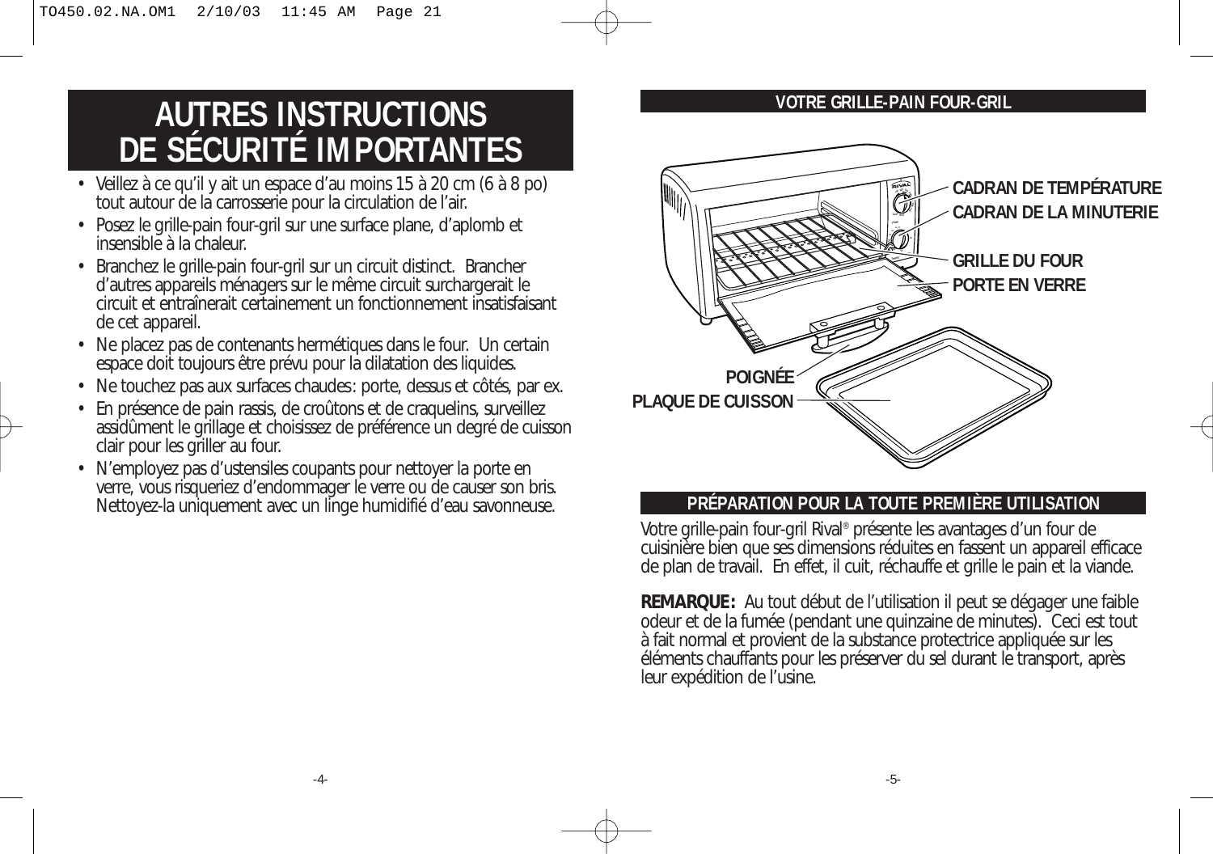# AUTRES INSTRUCTIONS DE SÉCURITÉ IMPORTANTES

- Veillez à ce qu'il y ait un espace d'au moins 15 à 20 cm (6 à 8 po) tout autour de la carrosserie pour la circulation de l'air.
- Posez le grille-pain four-gril sur une surface plane, d'aplomb et insensible à la chaleur.
- Branchez le grille-pain four-gril sur un circuit distinct. Brancher d'autres appareils ménagers sur le même circuit surchargerait le circuit et entraînerait certainement un fonctionnement insatisfaisant de cet appareil.
- Ne placez pas de contenants hermétiques dans le four. Un certain espace doit toujours être prévu pour la dilatation des liquides.
- Ne touchez pas aux surfaces chaudes : porte, dessus et côtés, par ex.
- En présence de pain rassis, de croûtons et de craquelins, surveillez assidûment le grillage et choisissez de préférence un degré de cuisson clair pour les griller au four.
- N'employez pas d'ustensiles coupants pour nettoyer la porte en verre, vous risqueriez d'endommager le verre ou de causer son bris. Nettoyez-la uniquement avec un linge humidifié d'eau savonneuse.

## VOTRE GRILLE-PAIN FOUR-GRIL

CADRAN DE TEMPÉRATURE

CADRAN DE LA MINUTERIE

GRILLE DU FOUR

PORTE EN VERRE

POIGNÉE

PLAQUE DE CUISSON

## PRÉPARATION POUR LA TOUTE PREMIÈRE UTILISATION

Votre grille-pain four-gril Rival® présente les avantages d'un four de cuisinière bien que ses dimensions réduites en fassent un appareil efficace de plan de travail. En effet, il cuit, réchauffe et grille le pain et la viande.

**REMARQUE:** Au tout début de l'utilisation il peut se dégager une faible odeur et de la fumée (pendant une quinzaine de minutes). Ceci est tout à fait normal et provient de la substance protectrice appliquée sur les éléments chauffants pour les préserver du sel durant le transport, après leur expédition de l'usine.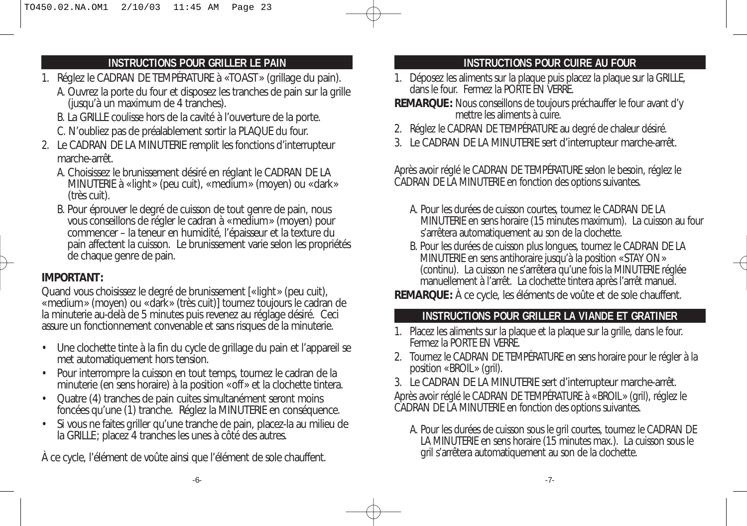## INSTRUCTIONS POUR GRILLER LE PAIN

1. Réglez le CADRAN DE TEMPÉRATURE à «TOAST» (grillage du pain).
   A. Ouvrez la porte du four et disposez les tranches de pain sur la grille (jusqu'à un maximum de 4 tranches).
   B. La GRILLE coulisse hors de la cavité à l'ouverture de la porte.
   C. N'oubliez pas de préalablement sortir la PLAQUE du four.
2. Le CADRAN DE LA MINUTERIE remplit les fonctions d'interrupteur marche-arrêt.
   A. Choisissez le brunissement désiré en réglant le CADRAN DE LA MINUTERIE à «light» (peu cuit), «medium» (moyen) ou «dark» (très cuit).
   B. Pour éprouver le degré de cuisson de tout genre de pain, nous vous conseillons de régler le cadran à «medium» (moyen) pour commencer – la teneur en humidité, l'épaisseur et la texture du pain affectent la cuisson. Le brunissement varie selon les propriétés de chaque genre de pain.

**IMPORTANT:**

Quand vous choisissez le degré de brunissement [«light» (peu cuit), «medium» (moyen) ou «dark» (très cuit)] tournez toujours le cadran de la minuterie au-delà de 5 minutes puis revenez au réglage désiré. Ceci assure un fonctionnement convenable et sans risques de la minuterie.

- Une clochette tinte à la fin du cycle de grillage du pain et l'appareil se met automatiquement hors tension.
- Pour interrompre la cuisson en tout temps, tournez le cadran de la minuterie (en sens horaire) à la position «off» et la clochette tintera.
- Quatre (4) tranches de pain cuites simultanément seront moins foncées qu'une (1) tranche. Réglez la MINUTERIE en conséquence.
- Si vous ne faites griller qu'une tranche de pain, placez-la au milieu de la GRILLE; placez 4 tranches les unes à côté des autres.

À ce cycle, l'élément de voûte ainsi que l'élément de sole chauffent.

## INSTRUCTIONS POUR CUIRE AU FOUR

1. Déposez les aliments sur la plaque puis placez la plaque sur la GRILLE, dans le four. Fermez la PORTE EN VERRE.

**REMARQUE:** Nous conseillons de toujours préchauffer le four avant d'y mettre les aliments à cuire.

2. Réglez le CADRAN DE TEMPÉRATURE au degré de chaleur désiré.
3. Le CADRAN DE LA MINUTERIE sert d'interrupteur marche-arrêt.

Après avoir réglé le CADRAN DE TEMPÉRATURE selon le besoin, réglez le CADRAN DE LA MINUTERIE en fonction des options suivantes.

A. Pour les durées de cuisson courtes, tournez le CADRAN DE LA MINUTERIE en sens horaire (15 minutes maximum). La cuisson au four s'arrêtera automatiquement au son de la clochette.

B. Pour les durées de cuisson plus longues, tournez le CADRAN DE LA MINUTERIE en sens antihoraire jusqu'à la position «STAY ON» (continu). La cuisson ne s'arrêtera qu'une fois la MINUTERIE réglée manuellement à l'arrêt. La clochette tintera après l'arrêt manuel.

**REMARQUE:** À ce cycle, les éléments de voûte et de sole chauffent.

## INSTRUCTIONS POUR GRILLER LA VIANDE ET GRATINER

1. Placez les aliments sur la plaque et la plaque sur la grille, dans le four. Fermez la PORTE EN VERRE.
2. Tournez le CADRAN DE TEMPÉRATURE en sens horaire pour le régler à la position «BROIL» (gril).
3. Le CADRAN DE LA MINUTERIE sert d'interrupteur marche-arrêt.

Après avoir réglé le CADRAN DE TEMPÉRATURE à «BROIL» (gril), réglez le CADRAN DE LA MINUTERIE en fonction des options suivantes.

A. Pour les durées de cuisson sous le gril courtes, tournez le CADRAN DE LA MINUTERIE en sens horaire (15 minutes max.). La cuisson sous le gril s'arrêtera automatiquement au son de la clochette.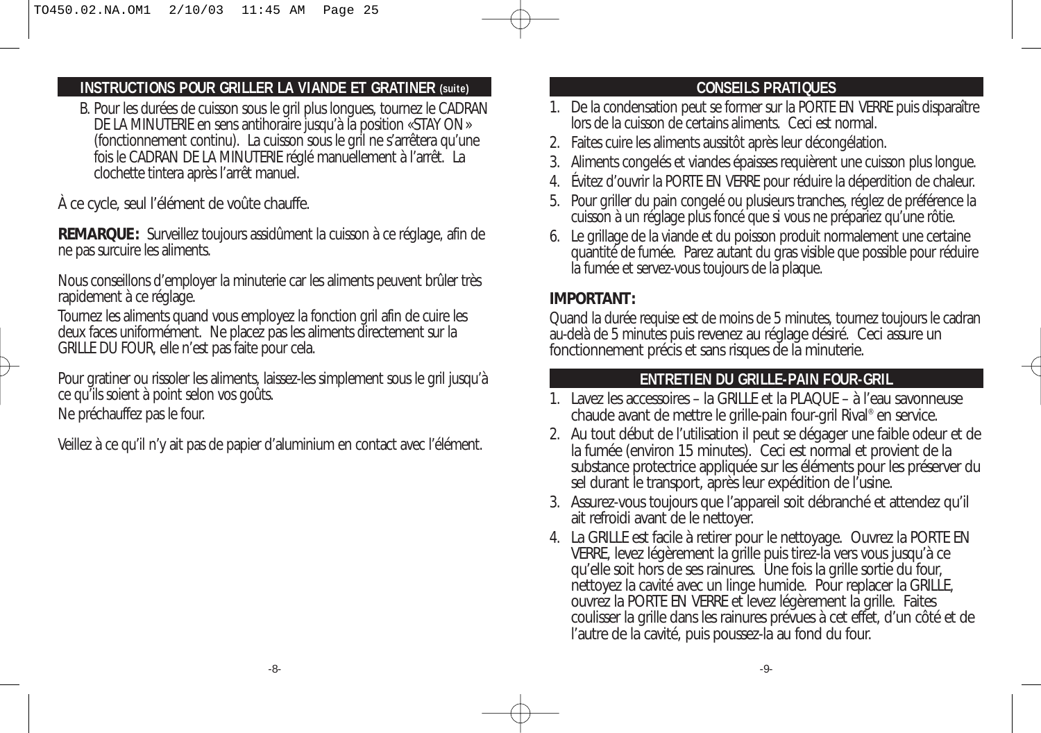## INSTRUCTIONS POUR GRILLER LA VIANDE ET GRATINER (suite)

B. Pour les durées de cuisson sous le gril plus longues, tournez le CADRAN DE LA MINUTERIE en sens antihoraire jusqu'à la position «STAY ON» (fonctionnement continu). La cuisson sous le gril ne s'arrêtera qu'une fois le CADRAN DE LA MINUTERIE réglé manuellement à l'arrêt. La clochette tintera après l'arrêt manuel.

À ce cycle, seul l'élément de voûte chauffe.

**REMARQUE:** Surveillez toujours assidûment la cuisson à ce réglage, afin de ne pas surcuire les aliments.

Nous conseillons d'employer la minuterie car les aliments peuvent brûler très rapidement à ce réglage.

Tournez les aliments quand vous employez la fonction gril afin de cuire les deux faces uniformément. Ne placez pas les aliments directement sur la GRILLE DU FOUR, elle n'est pas faite pour cela.

Pour gratiner ou rissoler les aliments, laissez-les simplement sous le gril jusqu'à ce qu'ils soient à point selon vos goûts.

Ne préchauffez pas le four.

Veillez à ce qu'il n'y ait pas de papier d'aluminium en contact avec l'élément.

## CONSEILS PRATIQUES

1. De la condensation peut se former sur la PORTE EN VERRE puis disparaître lors de la cuisson de certains aliments. Ceci est normal.
2. Faites cuire les aliments aussitôt après leur décongélation.
3. Aliments congelés et viandes épaisses requièrent une cuisson plus longue.
4. Évitez d'ouvrir la PORTE EN VERRE pour réduire la déperdition de chaleur.
5. Pour griller du pain congelé ou plusieurs tranches, réglez de préférence la cuisson à un réglage plus foncé que si vous ne prépariez qu'une rôtie.
6. Le grillage de la viande et du poisson produit normalement une certaine quantité de fumée. Parez autant du gras visible que possible pour réduire la fumée et servez-vous toujours de la plaque.

**IMPORTANT:**

Quand la durée requise est de moins de 5 minutes, tournez toujours le cadran au-delà de 5 minutes puis revenez au réglage désiré. Ceci assure un fonctionnement précis et sans risques de la minuterie.

## ENTRETIEN DU GRILLE-PAIN FOUR-GRIL

1. Lavez les accessoires – la GRILLE et la PLAQUE – à l'eau savonneuse chaude avant de mettre le grille-pain four-gril Rival® en service.
2. Au tout début de l'utilisation il peut se dégager une faible odeur et de la fumée (environ 15 minutes). Ceci est normal et provient de la substance protectrice appliquée sur les éléments pour les préserver du sel durant le transport, après leur expédition de l'usine.
3. Assurez-vous toujours que l'appareil soit débranché et attendez qu'il ait refroidi avant de le nettoyer.
4. La GRILLE est facile à retirer pour le nettoyage. Ouvrez la PORTE EN VERRE, levez légèrement la grille puis tirez-la vers vous jusqu'à ce qu'elle soit hors de ses rainures. Une fois la grille sortie du four, nettoyez la cavité avec un linge humide. Pour replacer la GRILLE, ouvrez la PORTE EN VERRE et levez légèrement la grille. Faites coulisser la grille dans les rainures prévues à cet effet, d'un côté et de l'autre de la cavité, puis poussez-la au fond du four.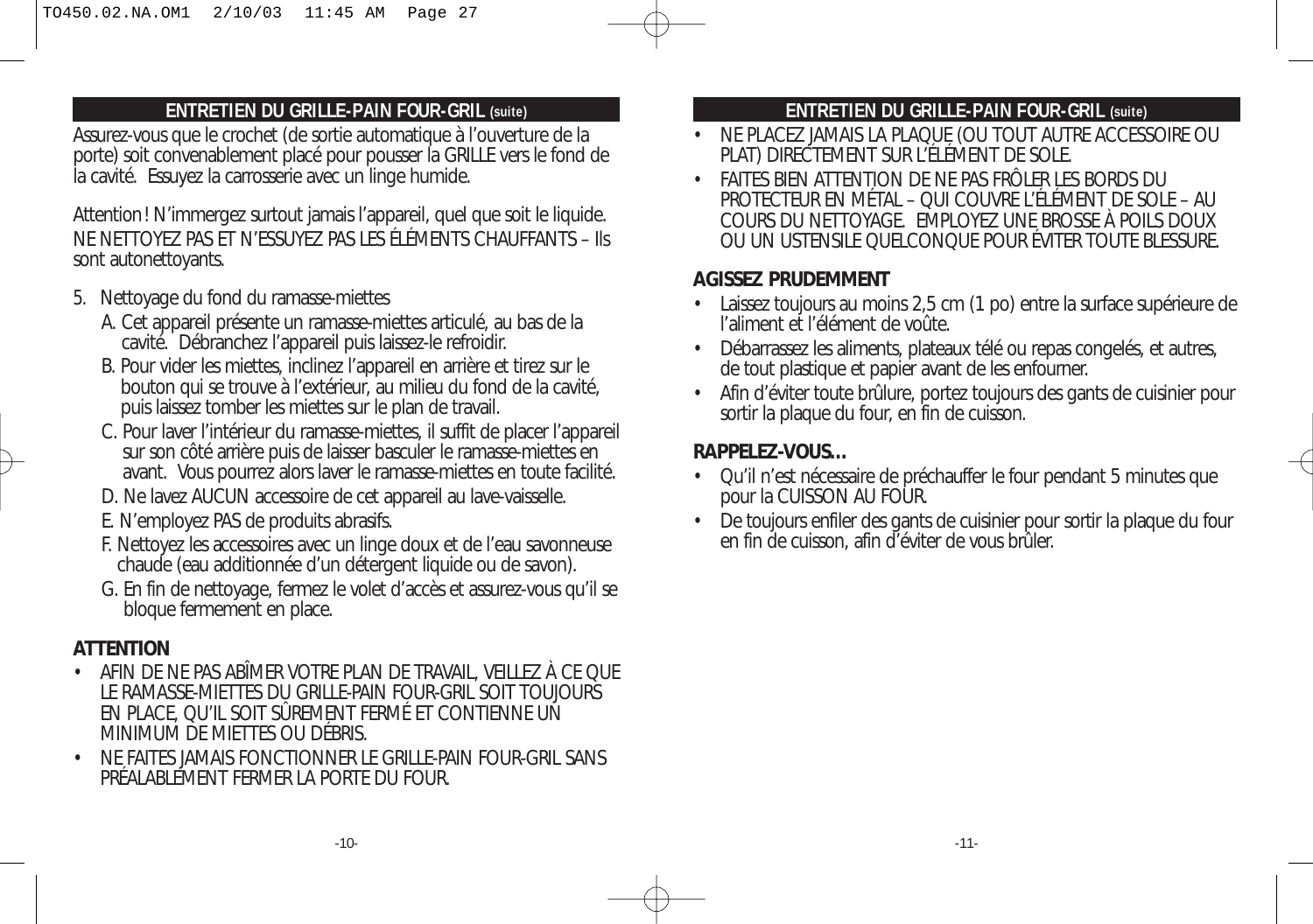## ENTRETIEN DU GRILLE-PAIN FOUR-GRIL (suite)

Assurez-vous que le crochet (de sortie automatique à l'ouverture de la porte) soit convenablement placé pour pousser la GRILLE vers le fond de la cavité. Essuyez la carrosserie avec un linge humide.

Attention ! N'immergez surtout jamais l'appareil, quel que soit le liquide. NE NETTOYEZ PAS ET N'ESSUYEZ PAS LES ÉLÉMENTS CHAUFFANTS – Ils sont autonettoyants.

5. Nettoyage du fond du ramasse-miettes
   A. Cet appareil présente un ramasse-miettes articulé, au bas de la cavité. Débranchez l'appareil puis laissez-le refroidir.
   B. Pour vider les miettes, inclinez l'appareil en arrière et tirez sur le bouton qui se trouve à l'extérieur, au milieu du fond de la cavité, puis laissez tomber les miettes sur le plan de travail.
   C. Pour laver l'intérieur du ramasse-miettes, il suffit de placer l'appareil sur son côté arrière puis de laisser basculer le ramasse-miettes en avant. Vous pourrez alors laver le ramasse-miettes en toute facilité.
   D. Ne lavez AUCUN accessoire de cet appareil au lave-vaisselle.
   E. N'employez PAS de produits abrasifs.
   F. Nettoyez les accessoires avec un linge doux et de l'eau savonneuse chaude (eau additionnée d'un détergent liquide ou de savon).
   G. En fin de nettoyage, fermez le volet d'accès et assurez-vous qu'il se bloque fermement en place.

### ATTENTION

- AFIN DE NE PAS ABÎMER VOTRE PLAN DE TRAVAIL, VEILLEZ À CE QUE LE RAMASSE-MIETTES DU GRILLE-PAIN FOUR-GRIL SOIT TOUJOURS EN PLACE, QU'IL SOIT SÛREMENT FERMÉ ET CONTIENNE UN MINIMUM DE MIETTES OU DÉBRIS.
- NE FAITES JAMAIS FONCTIONNER LE GRILLE-PAIN FOUR-GRIL SANS PRÉALABLEMENT FERMER LA PORTE DU FOUR.

## ENTRETIEN DU GRILLE-PAIN FOUR-GRIL (suite)

- NE PLACEZ JAMAIS LA PLAQUE (OU TOUT AUTRE ACCESSOIRE OU PLAT) DIRECTEMENT SUR L'ÉLÉMENT DE SOLE.
- FAITES BIEN ATTENTION DE NE PAS FRÔLER LES BORDS DU PROTECTEUR EN MÉTAL – QUI COUVRE L'ÉLÉMENT DE SOLE – AU COURS DU NETTOYAGE. EMPLOYEZ UNE BROSSE À POILS DOUX OU UN USTENSILE QUELCONQUE POUR ÉVITER TOUTE BLESSURE.

### AGISSEZ PRUDEMMENT

- Laissez toujours au moins 2,5 cm (1 po) entre la surface supérieure de l'aliment et l'élément de voûte.
- Débarrassez les aliments, plateaux télé ou repas congelés, et autres, de tout plastique et papier avant de les enfourner.
- Afin d'éviter toute brûlure, portez toujours des gants de cuisinier pour sortir la plaque du four, en fin de cuisson.

### RAPPELEZ-VOUS…

- Qu'il n'est nécessaire de préchauffer le four pendant 5 minutes que pour la CUISSON AU FOUR.
- De toujours enfiler des gants de cuisinier pour sortir la plaque du four en fin de cuisson, afin d'éviter de vous brûler.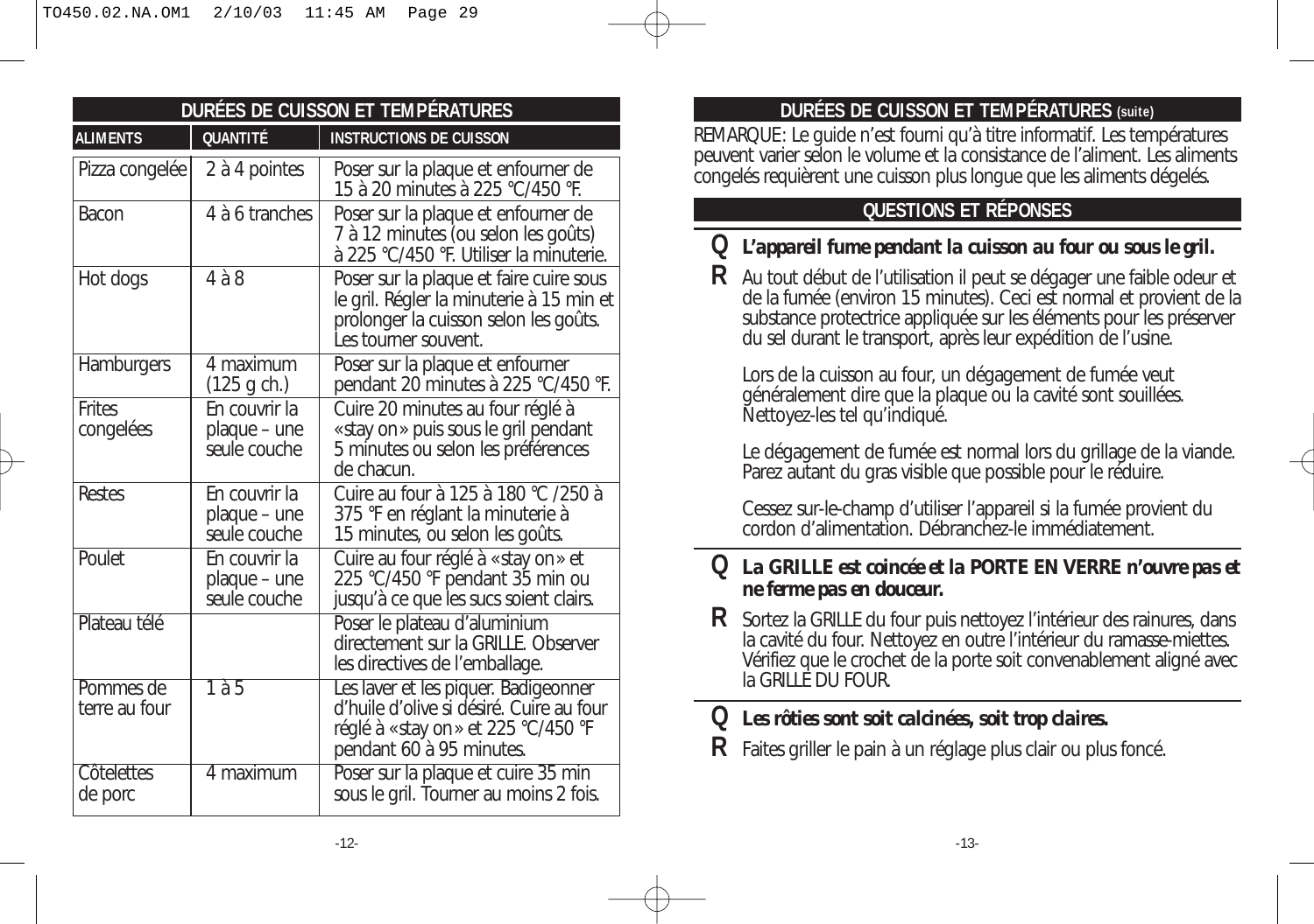## DURÉES DE CUISSON ET TEMPÉRATURES

| ALIMENTS | QUANTITÉ | INSTRUCTIONS DE CUISSON |
|---|---|---|
| Pizza congelée | 2 à 4 pointes | Poser sur la plaque et enfourner de 15 à 20 minutes à 225 °C/450 °F. |
| Bacon | 4 à 6 tranches | Poser sur la plaque et enfourner de 7 à 12 minutes (ou selon les goûts) à 225 °C/450 °F. Utiliser la minuterie. |
| Hot dogs | 4 à 8 | Poser sur la plaque et faire cuire sous le gril. Régler la minuterie à 15 min et prolonger la cuisson selon les goûts. Les tourner souvent. |
| Hamburgers | 4 maximum (125 g ch.) | Poser sur la plaque et enfourner pendant 20 minutes à 225 °C/450 °F. |
| Frites congelées | En couvrir la plaque – une seule couche | Cuire 20 minutes au four réglé à «stay on» puis sous le gril pendant 5 minutes ou selon les préférences de chacun. |
| Restes | En couvrir la plaque – une seule couche | Cuire au four à 125 à 180 °C /250 à 375 °F en réglant la minuterie à 15 minutes, ou selon les goûts. |
| Poulet | En couvrir la plaque – une seule couche | Cuire au four réglé à «stay on» et 225 °C/450 °F pendant 35 min ou jusqu'à ce que les sucs soient clairs. |
| Plateau télé | | Poser le plateau d'aluminium directement sur la GRILLE. Observer les directives de l'emballage. |
| Pommes de terre au four | 1 à 5 | Les laver et les piquer. Badigeonner d'huile d'olive si désiré. Cuire au four réglé à «stay on» et 225 °C/450 °F pendant 60 à 95 minutes. |
| Côtelettes de porc | 4 maximum | Poser sur la plaque et cuire 35 min sous le gril. Tourner au moins 2 fois. |

## DURÉES DE CUISSON ET TEMPÉRATURES (suite)

REMARQUE: Le guide n'est fourni qu'à titre informatif. Les températures peuvent varier selon le volume et la consistance de l'aliment. Les aliments congelés requièrent une cuisson plus longue que les aliments dégelés.

## QUESTIONS ET RÉPONSES

**Q L'appareil fume pendant la cuisson au four ou sous le gril.**

**R** Au tout début de l'utilisation il peut se dégager une faible odeur et de la fumée (environ 15 minutes). Ceci est normal et provient de la substance protectrice appliquée sur les éléments pour les préserver du sel durant le transport, après leur expédition de l'usine.

Lors de la cuisson au four, un dégagement de fumée veut généralement dire que la plaque ou la cavité sont souillées. Nettoyez-les tel qu'indiqué.

Le dégagement de fumée est normal lors du grillage de la viande. Parez autant du gras visible que possible pour le réduire.

Cessez sur-le-champ d'utiliser l'appareil si la fumée provient du cordon d'alimentation. Débranchez-le immédiatement.

**Q La GRILLE est coincée et la PORTE EN VERRE n'ouvre pas et ne ferme pas en douceur.**

**R** Sortez la GRILLE du four puis nettoyez l'intérieur des rainures, dans la cavité du four. Nettoyez en outre l'intérieur du ramasse-miettes. Vérifiez que le crochet de la porte soit convenablement aligné avec la GRILLE DU FOUR.

**Q Les rôties sont soit calcinées, soit trop claires.**

**R** Faites griller le pain à un réglage plus clair ou plus foncé.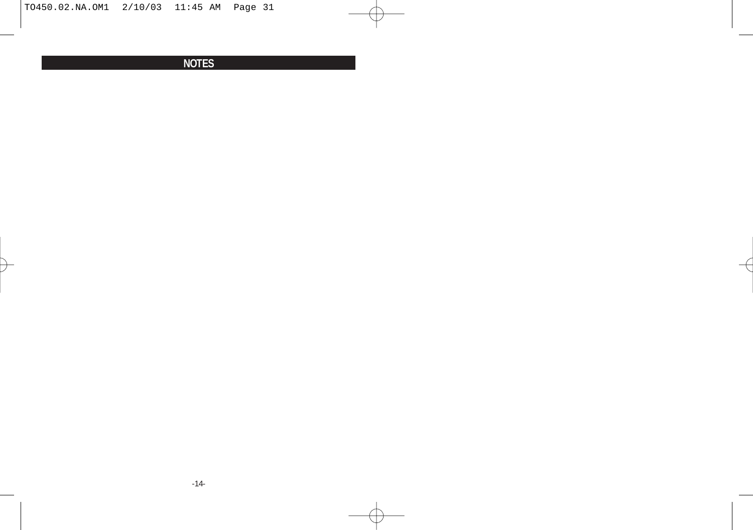# NOTES